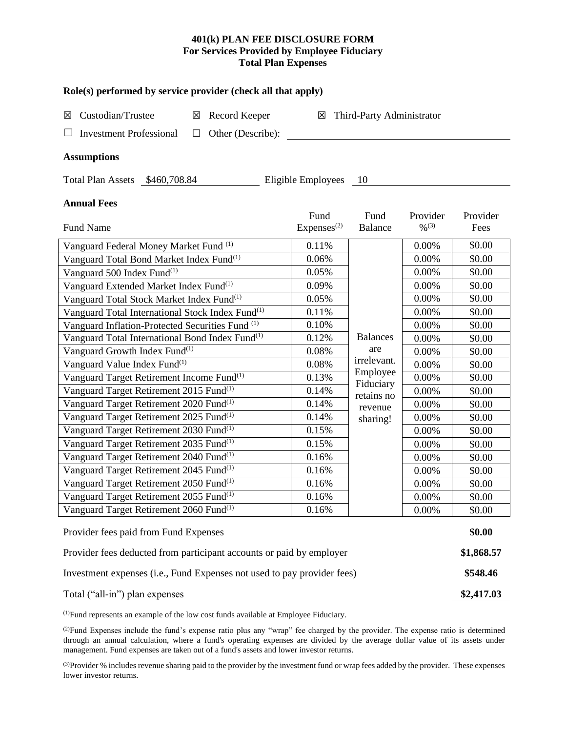# 401(k) PLAN FEE DISCLOSURE FORM
## For Services Provided by Employee Fiduciary
## Total Plan Expenses

### Role(s) performed by service provider (check all that apply)

☒ Custodian/Trustee ☒ Record Keeper ☒ Third-Party Administrator

☐ Investment Professional ☐ Other (Describe): ______________________

### Assumptions

Total Plan Assets $460,708.84 Eligible Employees 10

### Annual Fees

| Fund Name | Fund Expenses[2] | Fund Balance | Provider %[3] | Provider Fees |
|---|---|---|---|---|
| Vanguard Federal Money Market Fund [1] | 0.11% | Balances are irrelevant. Employee Fiduciary retains no revenue sharing! | 0.00% | $0.00 |
| Vanguard Total Bond Market Index Fund[1] | 0.06% | | 0.00% | $0.00 |
| Vanguard 500 Index Fund[1] | 0.05% | | 0.00% | $0.00 |
| Vanguard Extended Market Index Fund[1] | 0.09% | | 0.00% | $0.00 |
| Vanguard Total Stock Market Index Fund[1] | 0.05% | | 0.00% | $0.00 |
| Vanguard Total International Stock Index Fund[1] | 0.11% | | 0.00% | $0.00 |
| Vanguard Inflation-Protected Securities Fund [1] | 0.10% | | 0.00% | $0.00 |
| Vanguard Total International Bond Index Fund[1] | 0.12% | | 0.00% | $0.00 |
| Vanguard Growth Index Fund[1] | 0.08% | | 0.00% | $0.00 |
| Vanguard Value Index Fund[1] | 0.08% | | 0.00% | $0.00 |
| Vanguard Target Retirement Income Fund[1] | 0.13% | | 0.00% | $0.00 |
| Vanguard Target Retirement 2015 Fund[1] | 0.14% | | 0.00% | $0.00 |
| Vanguard Target Retirement 2020 Fund[1] | 0.14% | | 0.00% | $0.00 |
| Vanguard Target Retirement 2025 Fund[1] | 0.14% | | 0.00% | $0.00 |
| Vanguard Target Retirement 2030 Fund[1] | 0.15% | | 0.00% | $0.00 |
| Vanguard Target Retirement 2035 Fund[1] | 0.15% | | 0.00% | $0.00 |
| Vanguard Target Retirement 2040 Fund[1] | 0.16% | | 0.00% | $0.00 |
| Vanguard Target Retirement 2045 Fund[1] | 0.16% | | 0.00% | $0.00 |
| Vanguard Target Retirement 2050 Fund[1] | 0.16% | | 0.00% | $0.00 |
| Vanguard Target Retirement 2055 Fund[1] | 0.16% | | 0.00% | $0.00 |
| Vanguard Target Retirement 2060 Fund[1] | 0.16% | | 0.00% | $0.00 |

| | |
|---|---|
| Provider fees paid from Fund Expenses | **$0.00** |
| Provider fees deducted from participant accounts or paid by employer | **$1,868.57** |
| Investment expenses (i.e., Fund Expenses not used to pay provider fees) | **$548.46** |
| Total ("all-in") plan expenses | **$2,417.03** |

[1]Fund represents an example of the low cost funds available at Employee Fiduciary.

[2]Fund Expenses include the fund's expense ratio plus any "wrap" fee charged by the provider. The expense ratio is determined through an annual calculation, where a fund's operating expenses are divided by the average dollar value of its assets under management. Fund expenses are taken out of a fund's assets and lower investor returns.

[3]Provider % includes revenue sharing paid to the provider by the investment fund or wrap fees added by the provider. These expenses lower investor returns.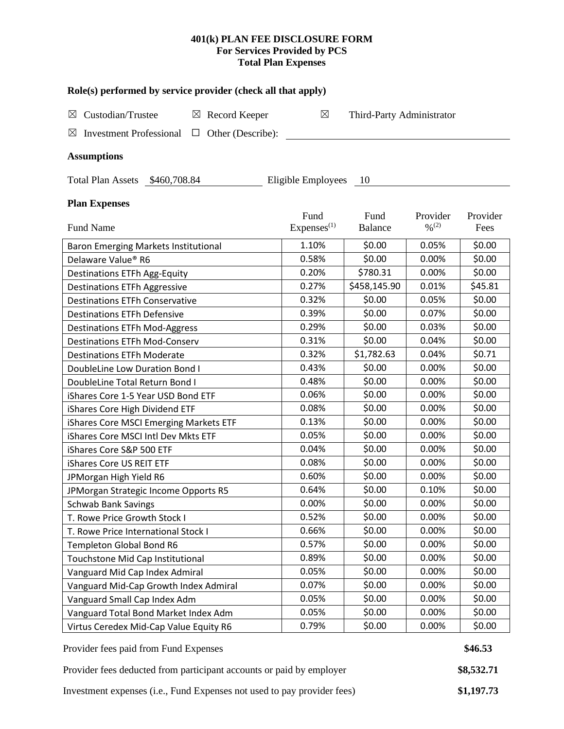# 401(k) PLAN FEE DISCLOSURE FORM
## For Services Provided by PCS
## Total Plan Expenses

### Role(s) performed by service provider (check all that apply)

☒ Custodian/Trustee ☒ Record Keeper ☒ Third-Party Administrator

☒ Investment Professional ☐ Other (Describe):

### Assumptions

Total Plan Assets $460,708.84 Eligible Employees 10

### Plan Expenses

| Fund Name | Fund Expenses[(1)] | Fund Balance | Provider %[(2)] | Provider Fees |
|---|---|---|---|---|
| Baron Emerging Markets Institutional | 1.10% | $0.00 | 0.05% | $0.00 |
| Delaware Value® R6 | 0.58% | $0.00 | 0.00% | $0.00 |
| Destinations ETFh Agg-Equity | 0.20% | $780.31 | 0.00% | $0.00 |
| Destinations ETFh Aggressive | 0.27% | $458,145.90 | 0.01% | $45.81 |
| Destinations ETFh Conservative | 0.32% | $0.00 | 0.05% | $0.00 |
| Destinations ETFh Defensive | 0.39% | $0.00 | 0.07% | $0.00 |
| Destinations ETFh Mod-Aggress | 0.29% | $0.00 | 0.03% | $0.00 |
| Destinations ETFh Mod-Conserv | 0.31% | $0.00 | 0.04% | $0.00 |
| Destinations ETFh Moderate | 0.32% | $1,782.63 | 0.04% | $0.71 |
| DoubleLine Low Duration Bond I | 0.43% | $0.00 | 0.00% | $0.00 |
| DoubleLine Total Return Bond I | 0.48% | $0.00 | 0.00% | $0.00 |
| iShares Core 1-5 Year USD Bond ETF | 0.06% | $0.00 | 0.00% | $0.00 |
| iShares Core High Dividend ETF | 0.08% | $0.00 | 0.00% | $0.00 |
| iShares Core MSCI Emerging Markets ETF | 0.13% | $0.00 | 0.00% | $0.00 |
| iShares Core MSCI Intl Dev Mkts ETF | 0.05% | $0.00 | 0.00% | $0.00 |
| iShares Core S&P 500 ETF | 0.04% | $0.00 | 0.00% | $0.00 |
| iShares Core US REIT ETF | 0.08% | $0.00 | 0.00% | $0.00 |
| JPMorgan High Yield R6 | 0.60% | $0.00 | 0.00% | $0.00 |
| JPMorgan Strategic Income Opports R5 | 0.64% | $0.00 | 0.10% | $0.00 |
| Schwab Bank Savings | 0.00% | $0.00 | 0.00% | $0.00 |
| T. Rowe Price Growth Stock I | 0.52% | $0.00 | 0.00% | $0.00 |
| T. Rowe Price International Stock I | 0.66% | $0.00 | 0.00% | $0.00 |
| Templeton Global Bond R6 | 0.57% | $0.00 | 0.00% | $0.00 |
| Touchstone Mid Cap Institutional | 0.89% | $0.00 | 0.00% | $0.00 |
| Vanguard Mid Cap Index Admiral | 0.05% | $0.00 | 0.00% | $0.00 |
| Vanguard Mid-Cap Growth Index Admiral | 0.07% | $0.00 | 0.00% | $0.00 |
| Vanguard Small Cap Index Adm | 0.05% | $0.00 | 0.00% | $0.00 |
| Vanguard Total Bond Market Index Adm | 0.05% | $0.00 | 0.00% | $0.00 |
| Virtus Ceredex Mid-Cap Value Equity R6 | 0.79% | $0.00 | 0.00% | $0.00 |

Provider fees paid from Fund Expenses **$46.53**

Provider fees deducted from participant accounts or paid by employer **$8,532.71**

Investment expenses (i.e., Fund Expenses not used to pay provider fees) **$1,197.73**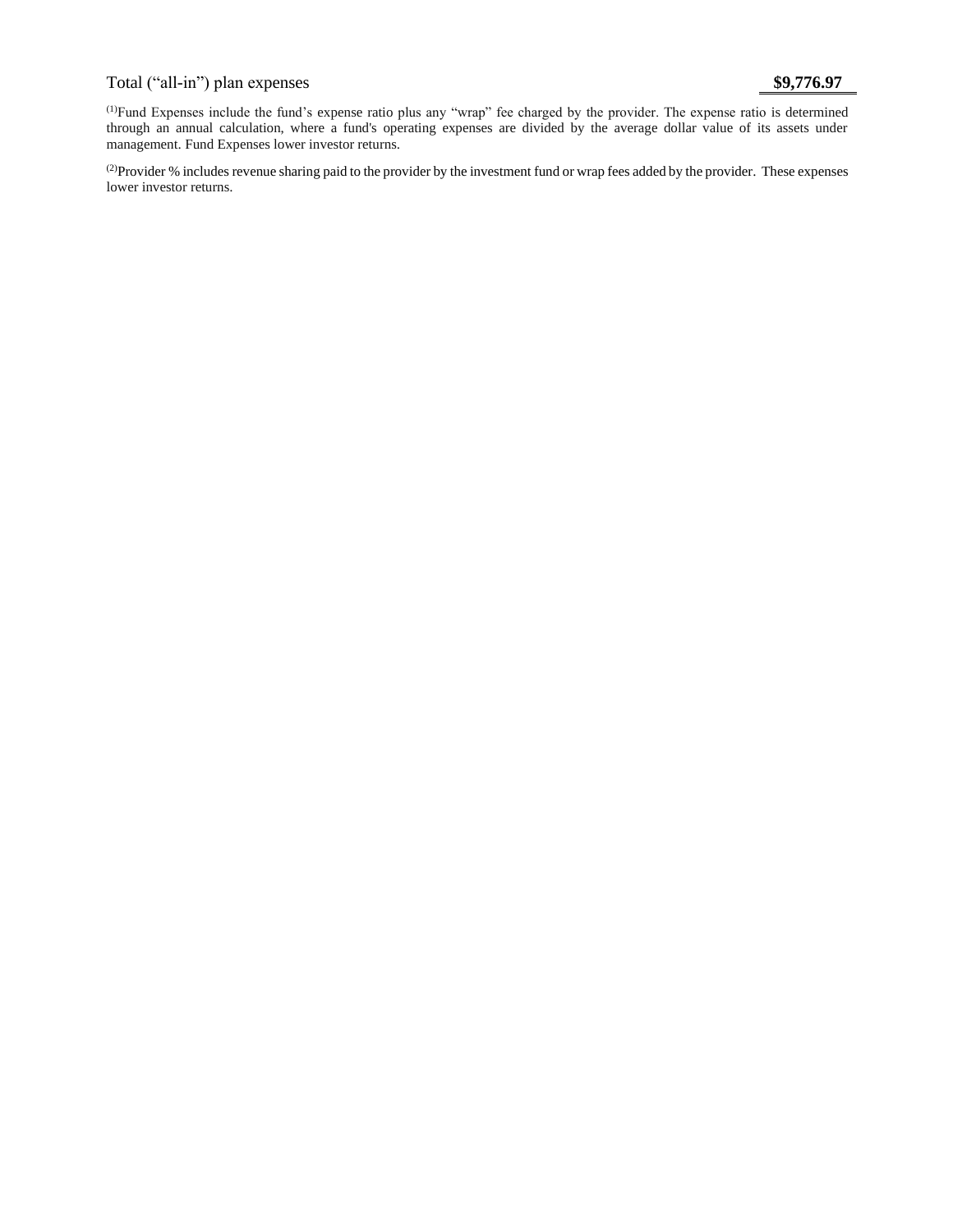| | |
|---|---|
| Total ("all-in") plan expenses | **$9,776.97** |

[(1)]Fund Expenses include the fund's expense ratio plus any "wrap" fee charged by the provider. The expense ratio is determined through an annual calculation, where a fund's operating expenses are divided by the average dollar value of its assets under management. Fund Expenses lower investor returns.

[(2)]Provider % includes revenue sharing paid to the provider by the investment fund or wrap fees added by the provider. These expenses lower investor returns.